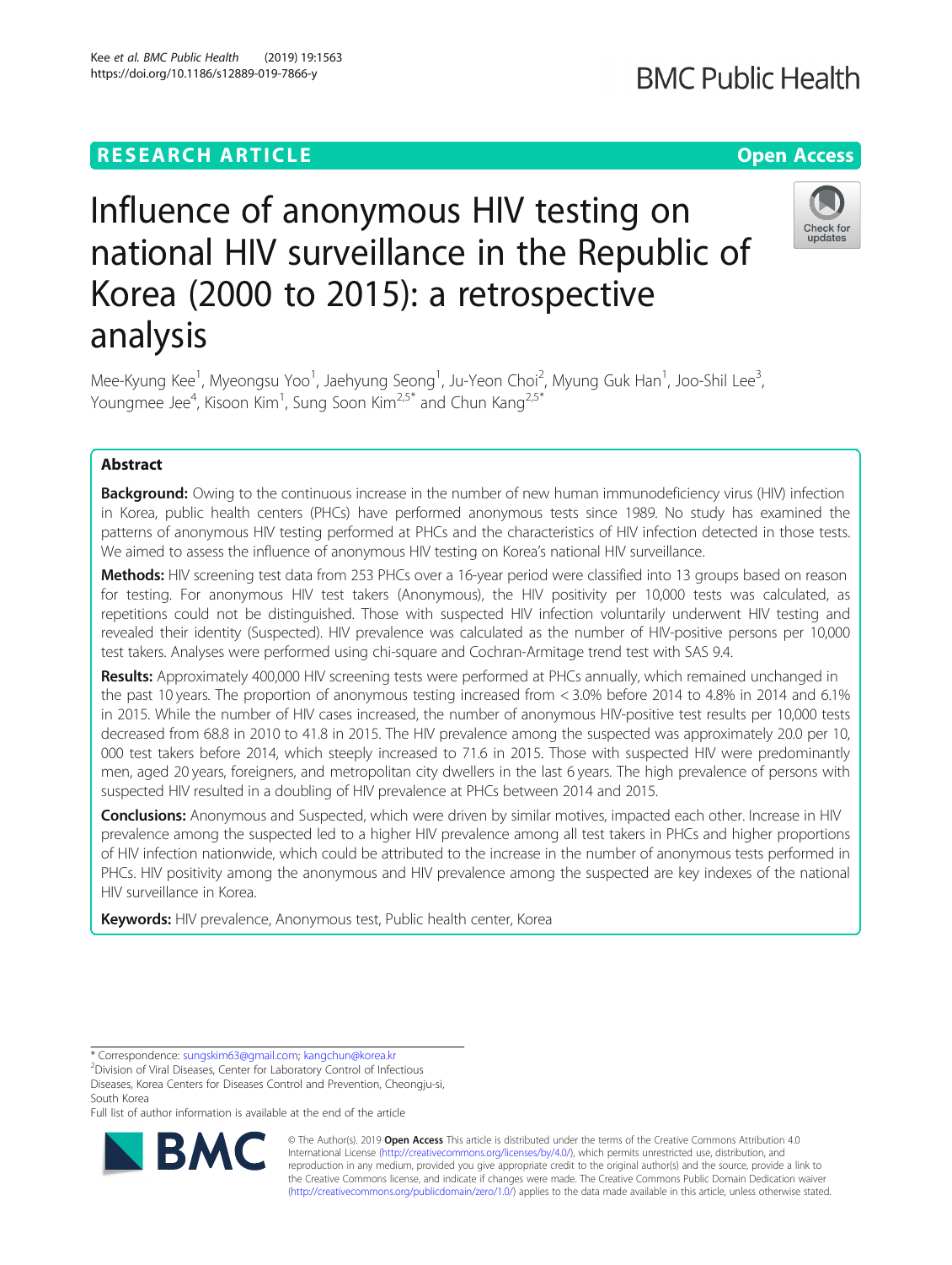RESEARCH ARTICLE

Open Access

# Influence of anonymous HIV testing on national HIV surveillance in the Republic of Korea (2000 to 2015): a retrospective analysis

Mee-Kyung Kee[1], Myeongsu Yoo[1], Jaehyung Seong[1], Ju-Yeon Choi[2], Myung Guk Han[1], Joo-Shil Lee[3], Youngmee Jee[4], Kisoon Kim[1], Sung Soon Kim[2,5*] and Chun Kang[2,5*]

## Abstract

**Background:** Owing to the continuous increase in the number of new human immunodeficiency virus (HIV) infection in Korea, public health centers (PHCs) have performed anonymous tests since 1989. No study has examined the patterns of anonymous HIV testing performed at PHCs and the characteristics of HIV infection detected in those tests. We aimed to assess the influence of anonymous HIV testing on Korea's national HIV surveillance.

**Methods:** HIV screening test data from 253 PHCs over a 16-year period were classified into 13 groups based on reason for testing. For anonymous HIV test takers (Anonymous), the HIV positivity per 10,000 tests was calculated, as repetitions could not be distinguished. Those with suspected HIV infection voluntarily underwent HIV testing and revealed their identity (Suspected). HIV prevalence was calculated as the number of HIV-positive persons per 10,000 test takers. Analyses were performed using chi-square and Cochran-Armitage trend test with SAS 9.4.

**Results:** Approximately 400,000 HIV screening tests were performed at PHCs annually, which remained unchanged in the past 10 years. The proportion of anonymous testing increased from < 3.0% before 2014 to 4.8% in 2014 and 6.1% in 2015. While the number of HIV cases increased, the number of anonymous HIV-positive test results per 10,000 tests decreased from 68.8 in 2010 to 41.8 in 2015. The HIV prevalence among the suspected was approximately 20.0 per 10,000 test takers before 2014, which steeply increased to 71.6 in 2015. Those with suspected HIV were predominantly men, aged 20 years, foreigners, and metropolitan city dwellers in the last 6 years. The high prevalence of persons with suspected HIV resulted in a doubling of HIV prevalence at PHCs between 2014 and 2015.

**Conclusions:** Anonymous and Suspected, which were driven by similar motives, impacted each other. Increase in HIV prevalence among the suspected led to a higher HIV prevalence among all test takers in PHCs and higher proportions of HIV infection nationwide, which could be attributed to the increase in the number of anonymous tests performed in PHCs. HIV positivity among the anonymous and HIV prevalence among the suspected are key indexes of the national HIV surveillance in Korea.

**Keywords:** HIV prevalence, Anonymous test, Public health center, Korea

* Correspondence: sungskim63@gmail.com; kangchun@korea.kr
[2]Division of Viral Diseases, Center for Laboratory Control of Infectious Diseases, Korea Centers for Diseases Control and Prevention, Cheongju-si, South Korea
Full list of author information is available at the end of the article

© The Author(s). 2019 **Open Access** This article is distributed under the terms of the Creative Commons Attribution 4.0 International License (http://creativecommons.org/licenses/by/4.0/), which permits unrestricted use, distribution, and reproduction in any medium, provided you give appropriate credit to the original author(s) and the source, provide a link to the Creative Commons license, and indicate if changes were made. The Creative Commons Public Domain Dedication waiver (http://creativecommons.org/publicdomain/zero/1.0/) applies to the data made available in this article, unless otherwise stated.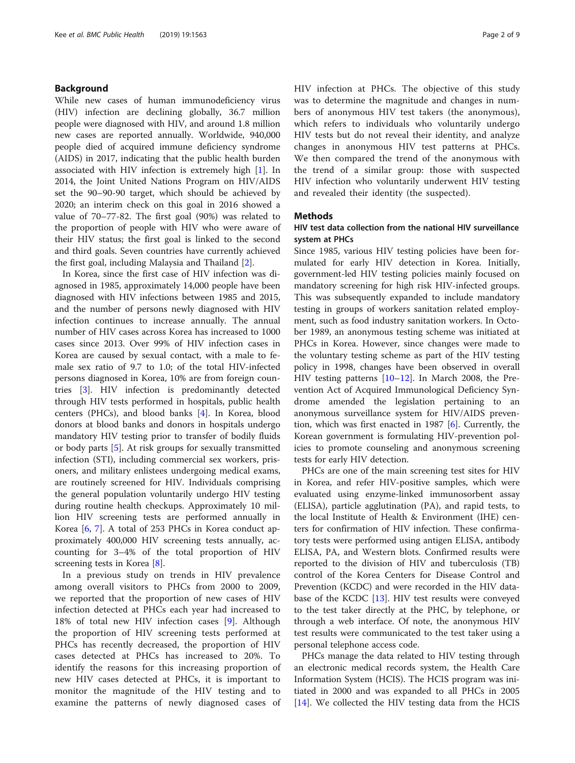## Background

While new cases of human immunodeficiency virus (HIV) infection are declining globally, 36.7 million people were diagnosed with HIV, and around 1.8 million new cases are reported annually. Worldwide, 940,000 people died of acquired immune deficiency syndrome (AIDS) in 2017, indicating that the public health burden associated with HIV infection is extremely high [1]. In 2014, the Joint United Nations Program on HIV/AIDS set the 90–90-90 target, which should be achieved by 2020; an interim check on this goal in 2016 showed a value of 70–77-82. The first goal (90%) was related to the proportion of people with HIV who were aware of their HIV status; the first goal is linked to the second and third goals. Seven countries have currently achieved the first goal, including Malaysia and Thailand [2].

In Korea, since the first case of HIV infection was diagnosed in 1985, approximately 14,000 people have been diagnosed with HIV infections between 1985 and 2015, and the number of persons newly diagnosed with HIV infection continues to increase annually. The annual number of HIV cases across Korea has increased to 1000 cases since 2013. Over 99% of HIV infection cases in Korea are caused by sexual contact, with a male to female sex ratio of 9.7 to 1.0; of the total HIV-infected persons diagnosed in Korea, 10% are from foreign countries [3]. HIV infection is predominantly detected through HIV tests performed in hospitals, public health centers (PHCs), and blood banks [4]. In Korea, blood donors at blood banks and donors in hospitals undergo mandatory HIV testing prior to transfer of bodily fluids or body parts [5]. At risk groups for sexually transmitted infection (STI), including commercial sex workers, prisoners, and military enlistees undergoing medical exams, are routinely screened for HIV. Individuals comprising the general population voluntarily undergo HIV testing during routine health checkups. Approximately 10 million HIV screening tests are performed annually in Korea [6, 7]. A total of 253 PHCs in Korea conduct approximately 400,000 HIV screening tests annually, accounting for 3–4% of the total proportion of HIV screening tests in Korea [8].

In a previous study on trends in HIV prevalence among overall visitors to PHCs from 2000 to 2009, we reported that the proportion of new cases of HIV infection detected at PHCs each year had increased to 18% of total new HIV infection cases [9]. Although the proportion of HIV screening tests performed at PHCs has recently decreased, the proportion of HIV cases detected at PHCs has increased to 20%. To identify the reasons for this increasing proportion of new HIV cases detected at PHCs, it is important to monitor the magnitude of the HIV testing and to examine the patterns of newly diagnosed cases of HIV infection at PHCs. The objective of this study was to determine the magnitude and changes in numbers of anonymous HIV test takers (the anonymous), which refers to individuals who voluntarily undergo HIV tests but do not reveal their identity, and analyze changes in anonymous HIV test patterns at PHCs. We then compared the trend of the anonymous with the trend of a similar group: those with suspected HIV infection who voluntarily underwent HIV testing and revealed their identity (the suspected).

## Methods

### HIV test data collection from the national HIV surveillance system at PHCs

Since 1985, various HIV testing policies have been formulated for early HIV detection in Korea. Initially, government-led HIV testing policies mainly focused on mandatory screening for high risk HIV-infected groups. This was subsequently expanded to include mandatory testing in groups of workers sanitation related employment, such as food industry sanitation workers. In October 1989, an anonymous testing scheme was initiated at PHCs in Korea. However, since changes were made to the voluntary testing scheme as part of the HIV testing policy in 1998, changes have been observed in overall HIV testing patterns [10–12]. In March 2008, the Prevention Act of Acquired Immunological Deficiency Syndrome amended the legislation pertaining to an anonymous surveillance system for HIV/AIDS prevention, which was first enacted in 1987 [6]. Currently, the Korean government is formulating HIV-prevention policies to promote counseling and anonymous screening tests for early HIV detection.

PHCs are one of the main screening test sites for HIV in Korea, and refer HIV-positive samples, which were evaluated using enzyme-linked immunosorbent assay (ELISA), particle agglutination (PA), and rapid tests, to the local Institute of Health & Environment (IHE) centers for confirmation of HIV infection. These confirmatory tests were performed using antigen ELISA, antibody ELISA, PA, and Western blots. Confirmed results were reported to the division of HIV and tuberculosis (TB) control of the Korea Centers for Disease Control and Prevention (KCDC) and were recorded in the HIV database of the KCDC [13]. HIV test results were conveyed to the test taker directly at the PHC, by telephone, or through a web interface. Of note, the anonymous HIV test results were communicated to the test taker using a personal telephone access code.

PHCs manage the data related to HIV testing through an electronic medical records system, the Health Care Information System (HCIS). The HCIS program was initiated in 2000 and was expanded to all PHCs in 2005 [14]. We collected the HIV testing data from the HCIS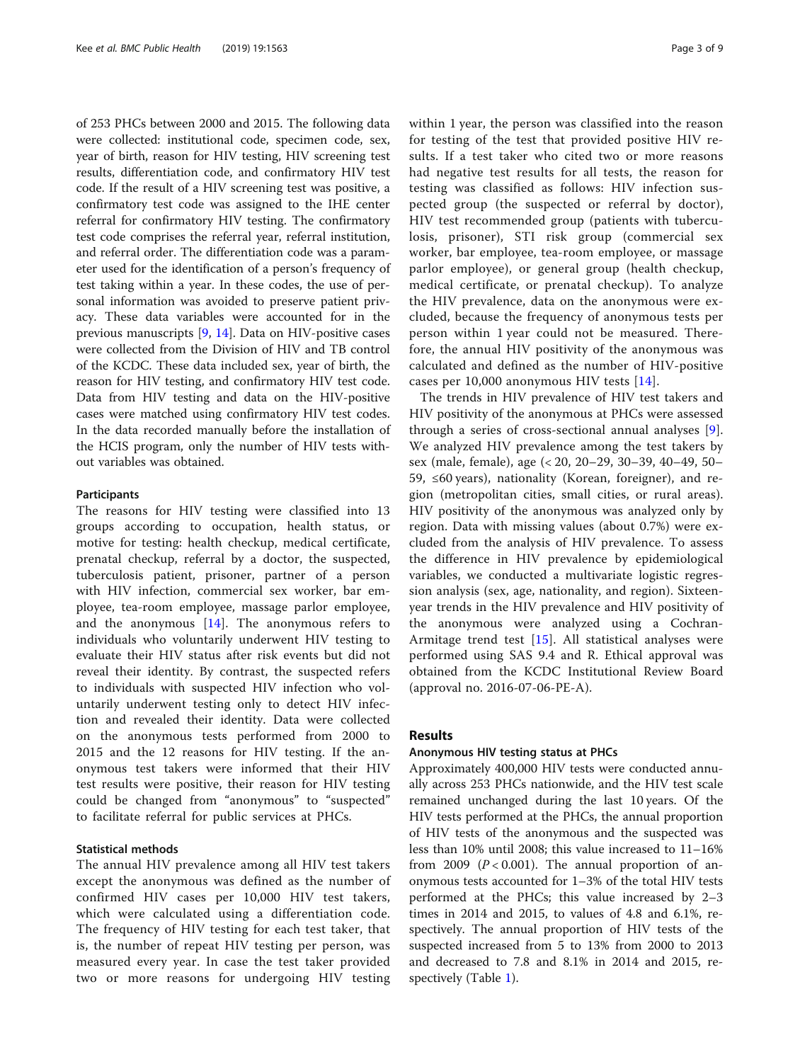of 253 PHCs between 2000 and 2015. The following data were collected: institutional code, specimen code, sex, year of birth, reason for HIV testing, HIV screening test results, differentiation code, and confirmatory HIV test code. If the result of a HIV screening test was positive, a confirmatory test code was assigned to the IHE center referral for confirmatory HIV testing. The confirmatory test code comprises the referral year, referral institution, and referral order. The differentiation code was a parameter used for the identification of a person's frequency of test taking within a year. In these codes, the use of personal information was avoided to preserve patient privacy. These data variables were accounted for in the previous manuscripts [9, 14]. Data on HIV-positive cases were collected from the Division of HIV and TB control of the KCDC. These data included sex, year of birth, the reason for HIV testing, and confirmatory HIV test code. Data from HIV testing and data on the HIV-positive cases were matched using confirmatory HIV test codes. In the data recorded manually before the installation of the HCIS program, only the number of HIV tests without variables was obtained.

### Participants

The reasons for HIV testing were classified into 13 groups according to occupation, health status, or motive for testing: health checkup, medical certificate, prenatal checkup, referral by a doctor, the suspected, tuberculosis patient, prisoner, partner of a person with HIV infection, commercial sex worker, bar employee, tea-room employee, massage parlor employee, and the anonymous [14]. The anonymous refers to individuals who voluntarily underwent HIV testing to evaluate their HIV status after risk events but did not reveal their identity. By contrast, the suspected refers to individuals with suspected HIV infection who voluntarily underwent testing only to detect HIV infection and revealed their identity. Data were collected on the anonymous tests performed from 2000 to 2015 and the 12 reasons for HIV testing. If the anonymous test takers were informed that their HIV test results were positive, their reason for HIV testing could be changed from "anonymous" to "suspected" to facilitate referral for public services at PHCs.

### Statistical methods

The annual HIV prevalence among all HIV test takers except the anonymous was defined as the number of confirmed HIV cases per 10,000 HIV test takers, which were calculated using a differentiation code. The frequency of HIV testing for each test taker, that is, the number of repeat HIV testing per person, was measured every year. In case the test taker provided two or more reasons for undergoing HIV testing within 1 year, the person was classified into the reason for testing of the test that provided positive HIV results. If a test taker who cited two or more reasons had negative test results for all tests, the reason for testing was classified as follows: HIV infection suspected group (the suspected or referral by doctor), HIV test recommended group (patients with tuberculosis, prisoner), STI risk group (commercial sex worker, bar employee, tea-room employee, or massage parlor employee), or general group (health checkup, medical certificate, or prenatal checkup). To analyze the HIV prevalence, data on the anonymous were excluded, because the frequency of anonymous tests per person within 1 year could not be measured. Therefore, the annual HIV positivity of the anonymous was calculated and defined as the number of HIV-positive cases per 10,000 anonymous HIV tests [14].

The trends in HIV prevalence of HIV test takers and HIV positivity of the anonymous at PHCs were assessed through a series of cross-sectional annual analyses [9]. We analyzed HIV prevalence among the test takers by sex (male, female), age (< 20, 20–29, 30–39, 40–49, 50–59, ≤60 years), nationality (Korean, foreigner), and region (metropolitan cities, small cities, or rural areas). HIV positivity of the anonymous was analyzed only by region. Data with missing values (about 0.7%) were excluded from the analysis of HIV prevalence. To assess the difference in HIV prevalence by epidemiological variables, we conducted a multivariate logistic regression analysis (sex, age, nationality, and region). Sixteen-year trends in the HIV prevalence and HIV positivity of the anonymous were analyzed using a Cochran-Armitage trend test [15]. All statistical analyses were performed using SAS 9.4 and R. Ethical approval was obtained from the KCDC Institutional Review Board (approval no. 2016-07-06-PE-A).

## Results

### Anonymous HIV testing status at PHCs

Approximately 400,000 HIV tests were conducted annually across 253 PHCs nationwide, and the HIV test scale remained unchanged during the last 10 years. Of the HIV tests performed at the PHCs, the annual proportion of HIV tests of the anonymous and the suspected was less than 10% until 2008; this value increased to 11–16% from 2009 ($P < 0.001$). The annual proportion of anonymous tests accounted for 1–3% of the total HIV tests performed at the PHCs; this value increased by 2–3 times in 2014 and 2015, to values of 4.8 and 6.1%, respectively. The annual proportion of HIV tests of the suspected increased from 5 to 13% from 2000 to 2013 and decreased to 7.8 and 8.1% in 2014 and 2015, respectively (Table 1).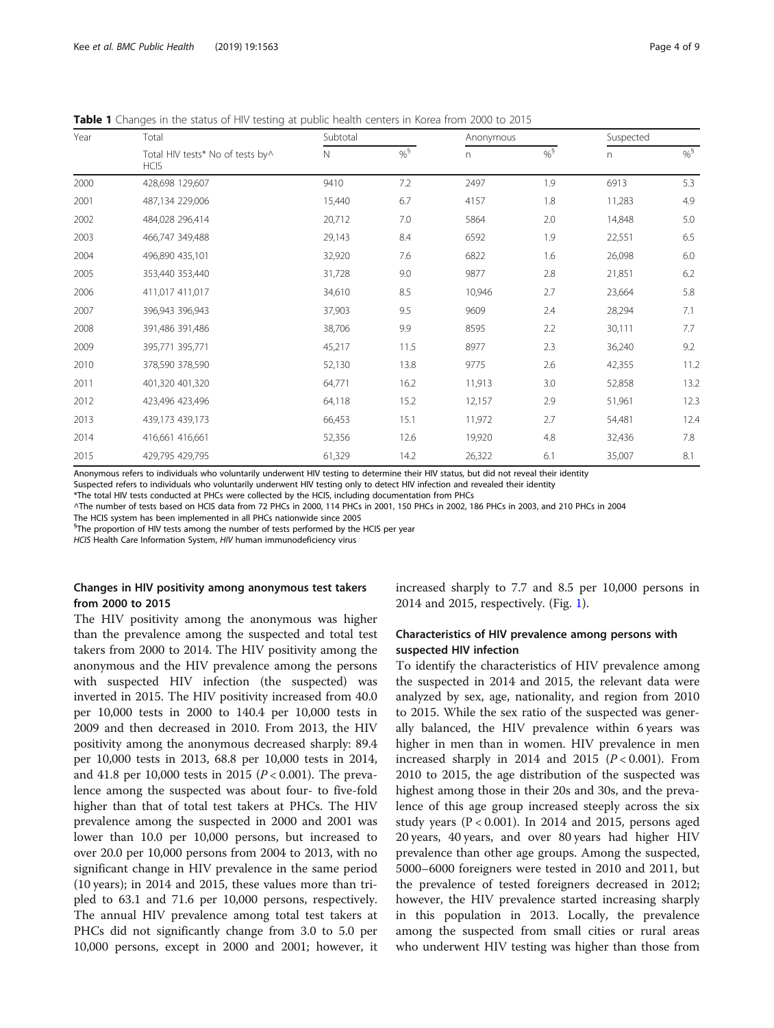**Table 1** Changes in the status of HIV testing at public health centers in Korea from 2000 to 2015

| Year | Total | | Subtotal | | Anonymous | | Suspected | |
|---|---|---|---|---|---|---|---|---|
| | Total HIV tests* | No of tests by^ HCIS | N | %[§] | n | %[§] | n | %[§] |
| 2000 | 428,698 | 129,607 | 9410 | 7.2 | 2497 | 1.9 | 6913 | 5.3 |
| 2001 | 487,134 | 229,006 | 15,440 | 6.7 | 4157 | 1.8 | 11,283 | 4.9 |
| 2002 | 484,028 | 296,414 | 20,712 | 7.0 | 5864 | 2.0 | 14,848 | 5.0 |
| 2003 | 466,747 | 349,488 | 29,143 | 8.4 | 6592 | 1.9 | 22,551 | 6.5 |
| 2004 | 496,890 | 435,101 | 32,920 | 7.6 | 6822 | 1.6 | 26,098 | 6.0 |
| 2005 | 353,440 | 353,440 | 31,728 | 9.0 | 9877 | 2.8 | 21,851 | 6.2 |
| 2006 | 411,017 | 411,017 | 34,610 | 8.5 | 10,946 | 2.7 | 23,664 | 5.8 |
| 2007 | 396,943 | 396,943 | 37,903 | 9.5 | 9609 | 2.4 | 28,294 | 7.1 |
| 2008 | 391,486 | 391,486 | 38,706 | 9.9 | 8595 | 2.2 | 30,111 | 7.7 |
| 2009 | 395,771 | 395,771 | 45,217 | 11.5 | 8977 | 2.3 | 36,240 | 9.2 |
| 2010 | 378,590 | 378,590 | 52,130 | 13.8 | 9775 | 2.6 | 42,355 | 11.2 |
| 2011 | 401,320 | 401,320 | 64,771 | 16.2 | 11,913 | 3.0 | 52,858 | 13.2 |
| 2012 | 423,496 | 423,496 | 64,118 | 15.2 | 12,157 | 2.9 | 51,961 | 12.3 |
| 2013 | 439,173 | 439,173 | 66,453 | 15.1 | 11,972 | 2.7 | 54,481 | 12.4 |
| 2014 | 416,661 | 416,661 | 52,356 | 12.6 | 19,920 | 4.8 | 32,436 | 7.8 |
| 2015 | 429,795 | 429,795 | 61,329 | 14.2 | 26,322 | 6.1 | 35,007 | 8.1 |

Anonymous refers to individuals who voluntarily underwent HIV testing to determine their HIV status, but did not reveal their identity
Suspected refers to individuals who voluntarily underwent HIV testing only to detect HIV infection and revealed their identity
*The total HIV tests conducted at PHCs were collected by the HCIS, including documentation from PHCs
^The number of tests based on HCIS data from 72 PHCs in 2000, 114 PHCs in 2001, 150 PHCs in 2002, 186 PHCs in 2003, and 210 PHCs in 2004
The HCIS system has been implemented in all PHCs nationwide since 2005
[§]The proportion of HIV tests among the number of tests performed by the HCIS per year
*HCIS* Health Care Information System, *HIV* human immunodeficiency virus

### Changes in HIV positivity among anonymous test takers from 2000 to 2015

The HIV positivity among the anonymous was higher than the prevalence among the suspected and total test takers from 2000 to 2014. The HIV positivity among the anonymous and the HIV prevalence among the persons with suspected HIV infection (the suspected) was inverted in 2015. The HIV positivity increased from 40.0 per 10,000 tests in 2000 to 140.4 per 10,000 tests in 2009 and then decreased in 2010. From 2013, the HIV positivity among the anonymous decreased sharply: 89.4 per 10,000 tests in 2013, 68.8 per 10,000 tests in 2014, and 41.8 per 10,000 tests in 2015 ($P < 0.001$). The prevalence among the suspected was about four- to five-fold higher than that of total test takers at PHCs. The HIV prevalence among the suspected in 2000 and 2001 was lower than 10.0 per 10,000 persons, but increased to over 20.0 per 10,000 persons from 2004 to 2013, with no significant change in HIV prevalence in the same period (10 years); in 2014 and 2015, these values more than tripled to 63.1 and 71.6 per 10,000 persons, respectively. The annual HIV prevalence among total test takers at PHCs did not significantly change from 3.0 to 5.0 per 10,000 persons, except in 2000 and 2001; however, it increased sharply to 7.7 and 8.5 per 10,000 persons in 2014 and 2015, respectively. (Fig. 1).

### Characteristics of HIV prevalence among persons with suspected HIV infection

To identify the characteristics of HIV prevalence among the suspected in 2014 and 2015, the relevant data were analyzed by sex, age, nationality, and region from 2010 to 2015. While the sex ratio of the suspected was generally balanced, the HIV prevalence within 6 years was higher in men than in women. HIV prevalence in men increased sharply in 2014 and 2015 ($P < 0.001$). From 2010 to 2015, the age distribution of the suspected was highest among those in their 20s and 30s, and the prevalence of this age group increased steeply across the six study years ($P < 0.001$). In 2014 and 2015, persons aged 20 years, 40 years, and over 80 years had higher HIV prevalence than other age groups. Among the suspected, 5000–6000 foreigners were tested in 2010 and 2011, but the prevalence of tested foreigners decreased in 2012; however, the HIV prevalence started increasing sharply in this population in 2013. Locally, the prevalence among the suspected from small cities or rural areas who underwent HIV testing was higher than those from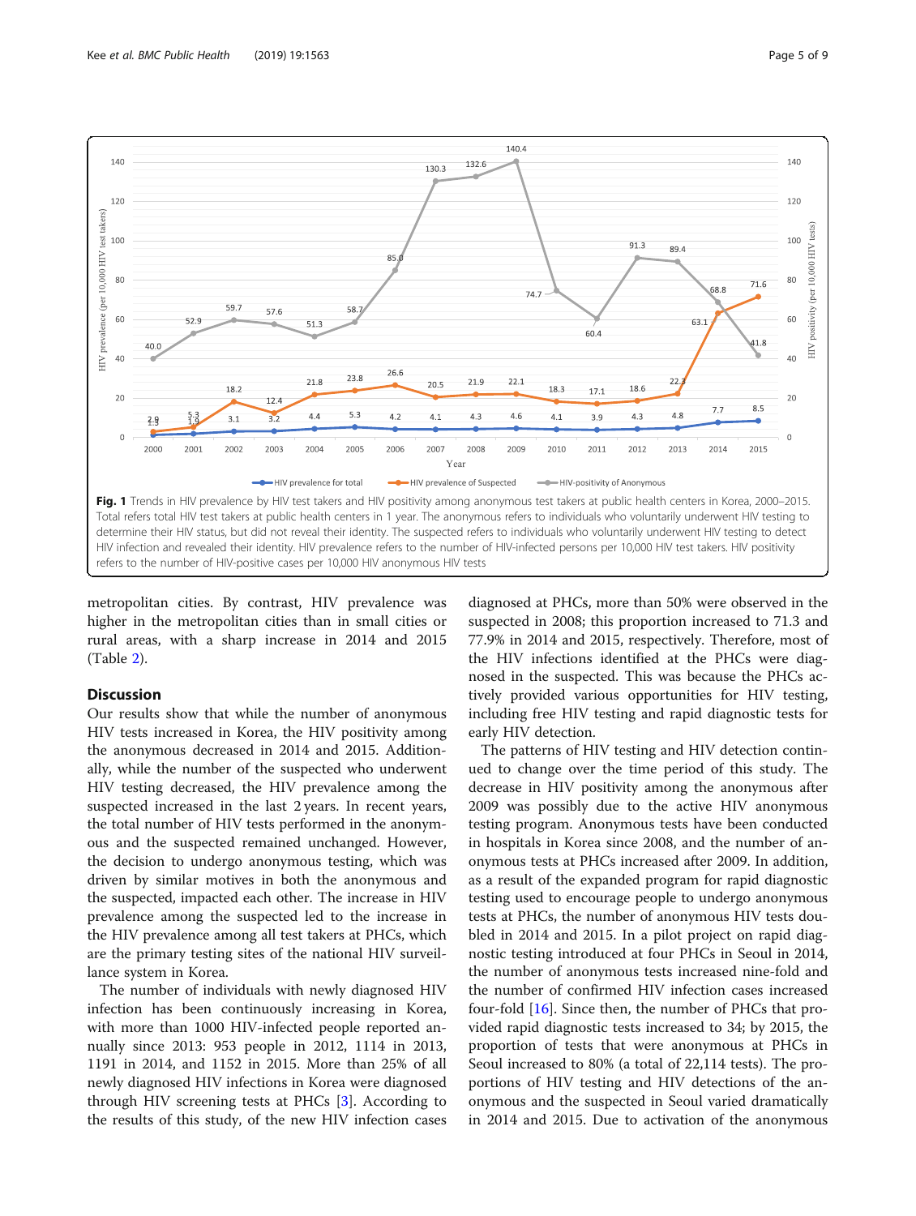**Fig. 1** Trends in HIV prevalence by HIV test takers and HIV positivity among anonymous test takers at public health centers in Korea, 2000–2015. Total refers total HIV test takers at public health centers in 1 year. The anonymous refers to individuals who voluntarily underwent HIV testing to determine their HIV status, but did not reveal their identity. The suspected refers to individuals who voluntarily underwent HIV testing to detect HIV infection and revealed their identity. HIV prevalence refers to the number of HIV-infected persons per 10,000 HIV test takers. HIV positivity refers to the number of HIV-positive cases per 10,000 HIV anonymous HIV tests

metropolitan cities. By contrast, HIV prevalence was higher in the metropolitan cities than in small cities or rural areas, with a sharp increase in 2014 and 2015 (Table 2).

## Discussion

Our results show that while the number of anonymous HIV tests increased in Korea, the HIV positivity among the anonymous decreased in 2014 and 2015. Additionally, while the number of the suspected who underwent HIV testing decreased, the HIV prevalence among the suspected increased in the last 2 years. In recent years, the total number of HIV tests performed in the anonymous and the suspected remained unchanged. However, the decision to undergo anonymous testing, which was driven by similar motives in both the anonymous and the suspected, impacted each other. The increase in HIV prevalence among the suspected led to the increase in the HIV prevalence among all test takers at PHCs, which are the primary testing sites of the national HIV surveillance system in Korea.

The number of individuals with newly diagnosed HIV infection has been continuously increasing in Korea, with more than 1000 HIV-infected people reported annually since 2013: 953 people in 2012, 1114 in 2013, 1191 in 2014, and 1152 in 2015. More than 25% of all newly diagnosed HIV infections in Korea were diagnosed through HIV screening tests at PHCs [3]. According to the results of this study, of the new HIV infection cases diagnosed at PHCs, more than 50% were observed in the suspected in 2008; this proportion increased to 71.3 and 77.9% in 2014 and 2015, respectively. Therefore, most of the HIV infections identified at the PHCs were diagnosed in the suspected. This was because the PHCs actively provided various opportunities for HIV testing, including free HIV testing and rapid diagnostic tests for early HIV detection.

The patterns of HIV testing and HIV detection continued to change over the time period of this study. The decrease in HIV positivity among the anonymous after 2009 was possibly due to the active HIV anonymous testing program. Anonymous tests have been conducted in hospitals in Korea since 2008, and the number of anonymous tests at PHCs increased after 2009. In addition, as a result of the expanded program for rapid diagnostic testing used to encourage people to undergo anonymous tests at PHCs, the number of anonymous HIV tests doubled in 2014 and 2015. In a pilot project on rapid diagnostic testing introduced at four PHCs in Seoul in 2014, the number of anonymous tests increased nine-fold and the number of confirmed HIV infection cases increased four-fold [16]. Since then, the number of PHCs that provided rapid diagnostic tests increased to 34; by 2015, the proportion of tests that were anonymous at PHCs in Seoul increased to 80% (a total of 22,114 tests). The proportions of HIV testing and HIV detections of the anonymous and the suspected in Seoul varied dramatically in 2014 and 2015. Due to activation of the anonymous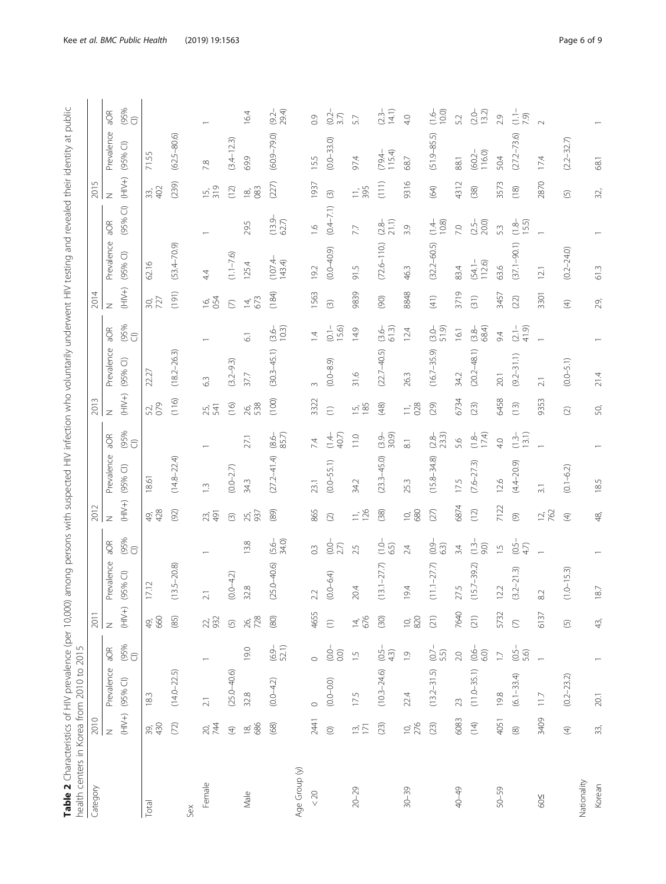**Table 2** Characteristics of HIV prevalence (per 10,000) among persons with suspected HIV infection who voluntarily underwent HIV testing and revealed their identity at public health centers in Korea from 2010 to 2015

| Category | 2010 | | | 2011 | | | 2012 | | | 2013 | | | 2014 | | | 2015 | | |
|---|---|---|---|---|---|---|---|---|---|---|---|---|---|---|---|---|---|---|
| | N (HIV+) | Prevalence (95% CI) | aOR (95% CI) | N (HIV+) | Prevalence (95% CI) | aOR (95% CI) | N (HIV+) | Prevalence (95% CI) | aOR (95% CI) | N (HIV+) | Prevalence (95% CI) | aOR (95% CI) | N (HIV+) | Prevalence (95% CI) | aOR (95% CI) | N (HIV+) | Prevalence (95% CI) | aOR (95% CI) |
| Total | 39,430 (72) | 18.3 (14.0–22.5) | | 49,660 (85) | 17.12 (13.5–20.8) | | 49,428 (92) | 18.61 (14.8–22.4) | | 52,079 (116) | 22.27 (18.2–26.3) | | 30,727 (191) | 62.16 (53.4–70.9) | | 33,402 (239) | 71.55 (62.5–80.6) | |
| Sex | | | | | | | | | | | | | | | | | | |
| Female | 20,744 (4) | 2.1 (25.0–40.6) | 1 | 22,932 (5) | 2.1 (0.0–4.2) | 1 | 23,491 (3) | 1.3 (0.0–2.7) | 1 | 25,541 (16) | 6.3 (3.2–9.3) | 1 | 16,054 (7) | 4.4 (1.1–7.6) | 1 | 15,319 (12) | 7.8 (3.4–12.3) | 1 |
| Male | 18,686 (68) | 32.8 (0.0–4.2) | 19.0 (6.9–52.1) | 26,728 (80) | 32.8 (25.0–40.6) | 13.8 (5.6–34.0) | 25,937 (89) | 34.3 (27.2–41.4) | 27.1 (8.6–85.7) | 26,538 (100) | 37.7 (30.3–45.1) | 6.1 (3.6–10.3) | 14,673 (184) | 125.4 (107.4–143.4) | 29.5 (13.9–62.7) | 18,083 (227) | 69.9 (60.9–79.0) | 16.4 (9.2–29.4) |
| Age Group (y) | | | | | | | | | | | | | | | | | | |
| < 20 | 2441 (0) | 0 (0.0–0.0) | 0 (0.0–0.0) | 4655 (1) | 2.2 (0.0–6.4) | 0.3 (0.0–2.7) | 865 (2) | 23.1 (0.0–55.1) | 7.4 (1.4–40.7) | 3322 (1) | 3 (0.0–8.9) | 1.4 (0.1–15.6) | 1563 (3) | 19.2 (0.0–40.9) | 1.6 (0.4–7.1) | 1937 (3) | 15.5 (0.0–33.0) | 0.9 (0.2–3.7) |
| 20–29 | 13,171 (23) | 17.5 (10.3–24.6) | 1.5 (0.5–4.3) | 14,676 (30) | 20.4 (13.1–27.7) | 2.5 (1.0–6.5) | 11,126 (38) | 34.2 (23.3–45.0) | 11.0 (3.9–30.9) | 15,185 (48) | 31.6 (22.7–40.5) | 14.9 (3.6–61.3) | 9839 (90) | 91.5 (72.6–110.) | 7.7 (2.8–21.1) | 11,395 (111) | 97.4 (79.4–115.4) | 5.7 (2.3–14.1) |
| 30–39 | 10,276 (23) | 22.4 (13.2–31.5) | 1.9 (0.7–5.5) | 10,820 (21) | 19.4 (11.1–27.7) | 2.4 (0.9–6.3) | 10,680 (27) | 25.3 (15.8–34.8) | 8.1 (2.8–23.3) | 11,028 (29) | 26.3 (16.7–35.9) | 12.4 (3.0–51.9) | 8848 (41) | 46.3 (32.2–60.5) | 3.9 (1.4–10.8) | 9316 (64) | 68.7 (51.9–85.5) | 4.0 (1.6–10.0) |
| 40–49 | 6083 (14) | 23 (11.0–35.1) | 2.0 (0.6–6.0) | 7640 (21) | 27.5 (15.7–39.2) | 3.4 (1.3–9.0) | 6874 (12) | 17.5 (7.6–27.3) | 5.6 (1.8–17.4) | 6734 (23) | 34.2 (20.2–48.1) | 16.1 (3.8–68.4) | 3719 (31) | 83.4 (54.1–112.6) | 7.0 (2.5–20.0) | 4312 (38) | 88.1 (60.2–116.0) | 5.2 (2.0–13.2) |
| 50–59 | 4051 (8) | 19.8 (6.1–33.4) | 1.7 (0.5–5.6) | 5732 (7) | 12.2 (3.2–21.3) | 1.5 (0.5–4.7) | 7122 (9) | 12.6 (4.4–20.9) | 4.0 (1.3–13.1) | 6458 (13) | 20.1 (9.2–31.1) | 9.4 (2.1–41.9) | 3457 (22) | 63.6 (37.1–90.1) | 5.3 (1.8–15.5) | 3573 (18) | 50.4 (27.2–73.6) | 2.9 (1.1–7.9) |
| 60≤ | 3409 (4) | 11.7 (0.2–23.2) | 1 | 6137 (5) | 8.2 (1.0–15.3) | 1 | 12,762 (4) | 3.1 (0.1–6.2) | 1 | 9353 (2) | 2.1 (0.0–5.1) | 1 | 3301 (4) | 12.1 (0.2–24.0) | 1 | 2870 (5) | 17.4 (2.2–32.7) | 2 |
| Nationality | | | | | | | | | | | | | | | | | | |
| Korean | 33, | 20.1 | 1 | 43, | 18.7 | 1 | 48, | 18.5 | 1 | 50, | 21.4 | 1 | 29, | 61.3 | 1 | 32, | 68.1 | 1 |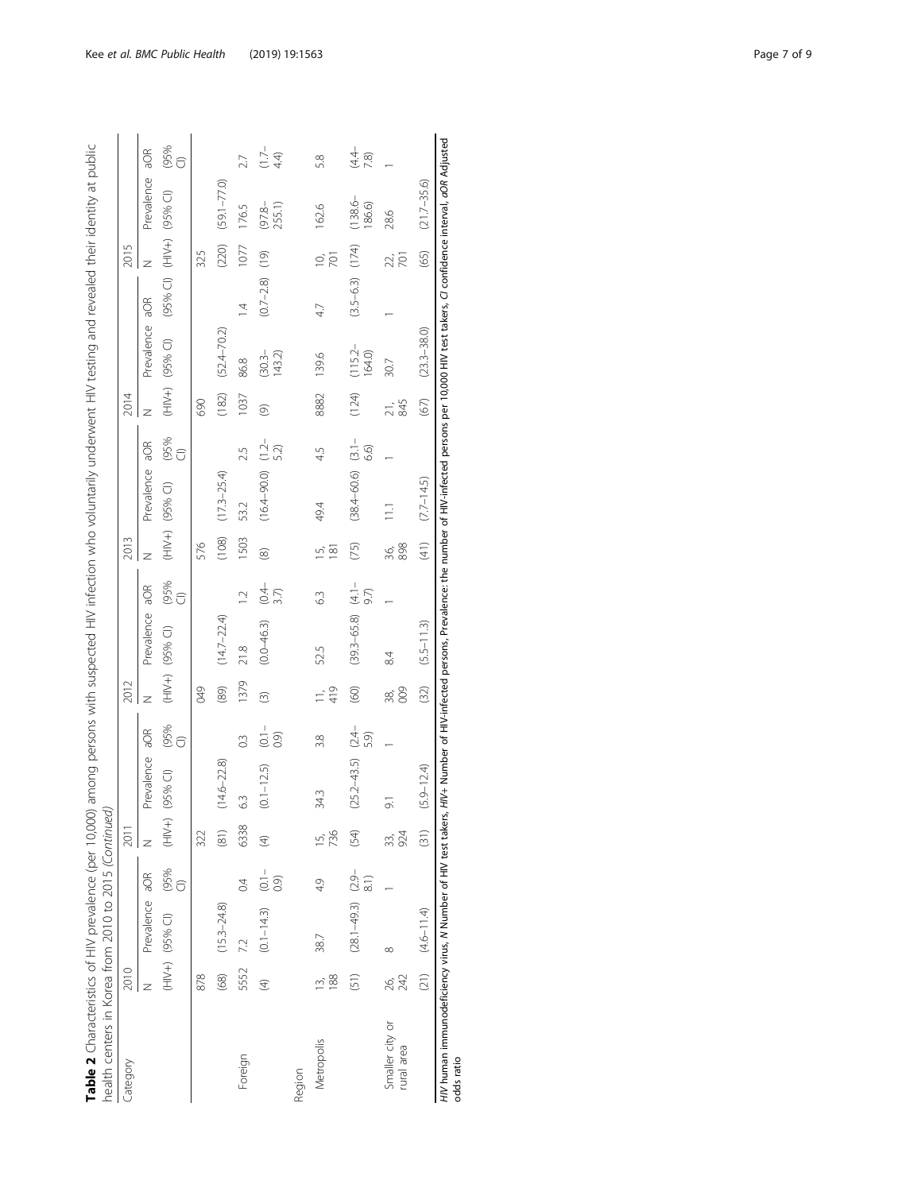**Table 2** Characteristics of HIV prevalence (per 10,000) among persons with suspected HIV infection who voluntarily underwent HIV testing and revealed their identity at public health centers in Korea from 2010 to 2015 *(Continued)*

| Category | 2010 | | | 2011 | | | 2012 | | | 2013 | | | 2014 | | | 2015 | | |
|---|---|---|---|---|---|---|---|---|---|---|---|---|---|---|---|---|---|---|
| | N | Prevalence | aOR | N | Prevalence | aOR | N | Prevalence | aOR | N | Prevalence | aOR | N | Prevalence | aOR | N | Prevalence | aOR |
| | (HIV+) | (95% CI) | (95% CI) | (HIV+) | (95% CI) | (95% CI) | (HIV+) | (95% CI) | (95% CI) | (HIV+) | (95% CI) | (95% CI) | (HIV+) | (95% CI) | (95% CI) | (HIV+) | (95% CI) | (95% CI) |
| | 878 | | | 322 | | | 049 | | | 576 | | | 690 | | | 325 | | |
| | (68) | (15.3–24.8) | | (81) | (14.6–22.8) | | (89) | (14.7–22.4) | | (108) | (17.3–25.4) | | (182) | (52.4–70.2) | | (220) | (59.1–77.0) | |
| Foreign | 5552 | 7.2 | 0.4 | 6338 | 6.3 | 0.3 | 1379 | 21.8 | 1.2 | 1503 | 53.2 | 2.5 | 1037 | 86.8 | 1.4 | 1077 | 176.5 | 2.7 |
| | (4) | (0.1–14.3) | (0.1–0.9) | (4) | (0.1–12.5) | (0.1–0.9) | (3) | (0.0–46.3) | (0.4–3.7) | (8) | (16.4–90.0) | (1.2–5.2) | (9) | (30.3–143.2) | (0.7–2.8) | (19) | (97.8–255.1) | (1.7–4.4) |
| Region | | | | | | | | | | | | | | | | | | |
| Metropolis | 13,188 | 38.7 | 4.9 | 15,736 | 34.3 | 3.8 | 11,419 | 52.5 | 6.3 | 15,181 | 49.4 | 4.5 | 8882 | 139.6 | 4.7 | 10,701 | 162.6 | 5.8 |
| | (51) | (28.1–49.3) | (2.9–8.1) | (54) | (25.2–43.5) | (2.4–5.9) | (60) | (39.3–65.8) | (4.1–9.7) | (75) | (38.4–60.6) | (3.1–6.6) | (124) | (115.2–164.0) | (3.5–6.3) | (174) | (138.6–186.6) | (4.4–7.8) |
| Smaller city or rural area | 26,242 | 8 | 1 | 33,924 | 9.1 | 1 | 38,009 | 8.4 | 1 | 36,898 | 11.1 | 1 | 21,845 | 30.7 | 1 | 22,701 | 28.6 | 1 |
| | (21) | (4.6–11.4) | | (31) | (5.9–12.4) | | (32) | (5.5–11.3) | | (41) | (7.7–14.5) | | (67) | (23.3–38.0) | | (65) | (21.7–35.6) | |

*HIV* human immunodeficiency virus, *N* Number of HIV test takers, *HIV+* Number of HIV-infected persons, Prevalence: the number of HIV-infected persons per 10,000 HIV test takers, *CI* confidence interval, *aOR* Adjusted odds ratio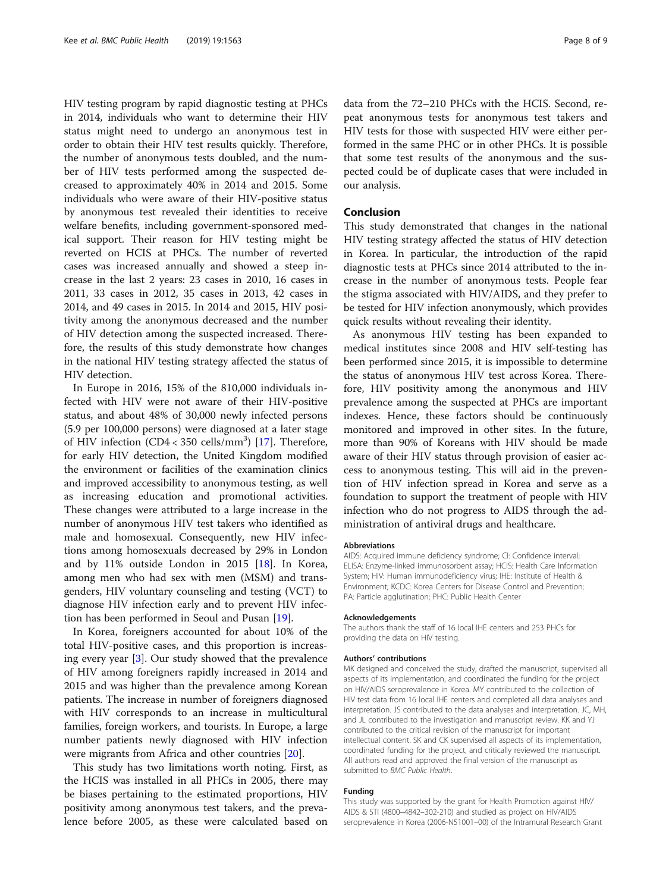HIV testing program by rapid diagnostic testing at PHCs in 2014, individuals who want to determine their HIV status might need to undergo an anonymous test in order to obtain their HIV test results quickly. Therefore, the number of anonymous tests doubled, and the number of HIV tests performed among the suspected decreased to approximately 40% in 2014 and 2015. Some individuals who were aware of their HIV-positive status by anonymous test revealed their identities to receive welfare benefits, including government-sponsored medical support. Their reason for HIV testing might be reverted on HCIS at PHCs. The number of reverted cases was increased annually and showed a steep increase in the last 2 years: 23 cases in 2010, 16 cases in 2011, 33 cases in 2012, 35 cases in 2013, 42 cases in 2014, and 49 cases in 2015. In 2014 and 2015, HIV positivity among the anonymous decreased and the number of HIV detection among the suspected increased. Therefore, the results of this study demonstrate how changes in the national HIV testing strategy affected the status of HIV detection.

In Europe in 2016, 15% of the 810,000 individuals infected with HIV were not aware of their HIV-positive status, and about 48% of 30,000 newly infected persons (5.9 per 100,000 persons) were diagnosed at a later stage of HIV infection (CD4 < 350 cells/mm$^3$) [17]. Therefore, for early HIV detection, the United Kingdom modified the environment or facilities of the examination clinics and improved accessibility to anonymous testing, as well as increasing education and promotional activities. These changes were attributed to a large increase in the number of anonymous HIV test takers who identified as male and homosexual. Consequently, new HIV infections among homosexuals decreased by 29% in London and by 11% outside London in 2015 [18]. In Korea, among men who had sex with men (MSM) and transgenders, HIV voluntary counseling and testing (VCT) to diagnose HIV infection early and to prevent HIV infection has been performed in Seoul and Pusan [19].

In Korea, foreigners accounted for about 10% of the total HIV-positive cases, and this proportion is increasing every year [3]. Our study showed that the prevalence of HIV among foreigners rapidly increased in 2014 and 2015 and was higher than the prevalence among Korean patients. The increase in number of foreigners diagnosed with HIV corresponds to an increase in multicultural families, foreign workers, and tourists. In Europe, a large number patients newly diagnosed with HIV infection were migrants from Africa and other countries [20].

This study has two limitations worth noting. First, as the HCIS was installed in all PHCs in 2005, there may be biases pertaining to the estimated proportions, HIV positivity among anonymous test takers, and the prevalence before 2005, as these were calculated based on data from the 72–210 PHCs with the HCIS. Second, repeat anonymous tests for anonymous test takers and HIV tests for those with suspected HIV were either performed in the same PHC or in other PHCs. It is possible that some test results of the anonymous and the suspected could be of duplicate cases that were included in our analysis.

## Conclusion

This study demonstrated that changes in the national HIV testing strategy affected the status of HIV detection in Korea. In particular, the introduction of the rapid diagnostic tests at PHCs since 2014 attributed to the increase in the number of anonymous tests. People fear the stigma associated with HIV/AIDS, and they prefer to be tested for HIV infection anonymously, which provides quick results without revealing their identity.

As anonymous HIV testing has been expanded to medical institutes since 2008 and HIV self-testing has been performed since 2015, it is impossible to determine the status of anonymous HIV test across Korea. Therefore, HIV positivity among the anonymous and HIV prevalence among the suspected at PHCs are important indexes. Hence, these factors should be continuously monitored and improved in other sites. In the future, more than 90% of Koreans with HIV should be made aware of their HIV status through provision of easier access to anonymous testing. This will aid in the prevention of HIV infection spread in Korea and serve as a foundation to support the treatment of people with HIV infection who do not progress to AIDS through the administration of antiviral drugs and healthcare.

#### Abbreviations

AIDS: Acquired immune deficiency syndrome; CI: Confidence interval; ELISA: Enzyme-linked immunosorbent assay; HCIS: Health Care Information System; HIV: Human immunodeficiency virus; IHE: Institute of Health & Environment; KCDC: Korea Centers for Disease Control and Prevention; PA: Particle agglutination; PHC: Public Health Center

#### Acknowledgements

The authors thank the staff of 16 local IHE centers and 253 PHCs for providing the data on HIV testing.

#### Authors' contributions

MK designed and conceived the study, drafted the manuscript, supervised all aspects of its implementation, and coordinated the funding for the project on HIV/AIDS seroprevalence in Korea. MY contributed to the collection of HIV test data from 16 local IHE centers and completed all data analyses and interpretation. JS contributed to the data analyses and interpretation. JC, MH, and JL contributed to the investigation and manuscript review. KK and YJ contributed to the critical revision of the manuscript for important intellectual content. SK and CK supervised all aspects of its implementation, coordinated funding for the project, and critically reviewed the manuscript. All authors read and approved the final version of the manuscript as submitted to *BMC Public Health*.

#### Funding

This study was supported by the grant for Health Promotion against HIV/AIDS & STI (4800–4842–302-210) and studied as project on HIV/AIDS seroprevalence in Korea (2006-N51001–00) of the Intramural Research Grant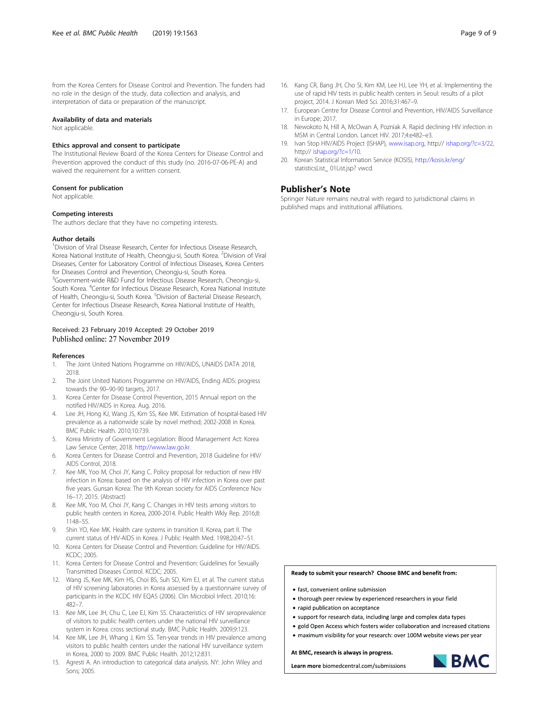from the Korea Centers for Disease Control and Prevention. The funders had no role in the design of the study, data collection and analysis, and interpretation of data or preparation of the manuscript.

### Availability of data and materials

Not applicable.

### Ethics approval and consent to participate

The Institutional Review Board of the Korea Centers for Disease Control and Prevention approved the conduct of this study (no. 2016-07-06-PE-A) and waived the requirement for a written consent.

### Consent for publication

Not applicable.

### Competing interests

The authors declare that they have no competing interests.

### Author details

[1]Division of Viral Disease Research, Center for Infectious Disease Research, Korea National Institute of Health, Cheongju-si, South Korea. [2]Division of Viral Diseases, Center for Laboratory Control of Infectious Diseases, Korea Centers for Diseases Control and Prevention, Cheongju-si, South Korea. [3]Government-wide R&D Fund for Infectious Disease Research, Cheongju-si, South Korea. [4]Center for Infectious Disease Research, Korea National Institute of Health, Cheongju-si, South Korea. [5]Division of Bacterial Disease Research, Center for Infectious Disease Research, Korea National Institute of Health, Cheongju-si, South Korea.

Received: 23 February 2019 Accepted: 29 October 2019
Published online: 27 November 2019

### References

1. The Joint United Nations Programme on HIV/AIDS, UNAIDS DATA 2018, 2018.
2. The Joint United Nations Programme on HIV/AIDS, Ending AIDS: progress towards the 90–90-90 targets, 2017.
3. Korea Center for Disease Control Prevention, 2015 Annual report on the notified HIV/AIDS in Korea. Aug. 2016.
4. Lee JH, Hong KJ, Wang JS, Kim SS, Kee MK. Estimation of hospital-based HIV prevalence as a nationwide scale by novel method; 2002-2008 in Korea. BMC Public Health. 2010;10:739.
5. Korea Ministry of Government Legislation: Blood Management Act: Korea Law Service Center; 2018. http://www.law.go.kr.
6. Korea Centers for Disease Control and Prevention, 2018 Guideline for HIV/AIDS Control, 2018.
7. Kee MK, Yoo M, Choi JY, Kang C. Policy proposal for reduction of new HIV infection in Korea: based on the analysis of HIV infection in Korea over past five years. Gunsan Korea: The 9th Korean society for AIDS Conference Nov 16–17; 2015. (Abstract)
8. Kee MK, Yoo M, Choi JY, Kang C. Changes in HIV tests among visitors to public health centers in Korea, 2000-2014. Public Health Wkly Rep. 2016;8:1148–55.
9. Shin YO, Kee MK. Health care systems in transition II. Korea, part II. The current status of HIV-AIDS in Korea. J Public Health Med. 1998;20:47–51.
10. Korea Centers for Disease Control and Prevention: Guideline for HIV/AIDS. KCDC; 2005.
11. Korea Centers for Disease Control and Prevention: Guidelines for Sexually Transmitted Diseases Control. KCDC; 2005.
12. Wang JS, Kee MK, Kim HS, Choi BS, Suh SD, Kim EJ, et al. The current status of HIV screening laboratories in Korea assessed by a questionnaire survey of participants in the KCDC HIV EQAS (2006). Clin Microbiol Infect. 2010;16:482–7.
13. Kee MK, Lee JH, Chu C, Lee EJ, Kim SS. Characteristics of HIV seroprevalence of visitors to public health centers under the national HIV surveillance system in Korea: cross sectional study. BMC Public Health. 2009;9:123.
14. Kee MK, Lee JH, Whang J, Kim SS. Ten-year trends in HIV prevalence among visitors to public health centers under the national HIV surveillance system in Korea, 2000 to 2009. BMC Public Health. 2012;12:831.
15. Agresti A. An introduction to categorical data analysis. NY: John Wiley and Sons; 2005.
16. Kang CR, Bang JH, Cho SI, Kim KM, Lee HJ, Lee YH, et al. Implementing the use of rapid HIV tests in public health centers in Seoul: results of a pilot project, 2014. J Korean Med Sci. 2016;31:467–9.
17. European Centre for Disease Control and Prevention, HIV/AIDS Surveillance in Europe; 2017.
18. Newokoto N, Hill A, McOwan A, Pozniak A. Rapid declining HIV infection in MSM in Central London. Lancet HIV. 2017;4:e482–e3.
19. Ivan Stop HIV/AIDS Project (ISHAP), www.isap.org, http:// ishap.org/?c=3/22, http:// ishap.org/?c=1/10.
20. Korean Statistical Information Service (KOSIS), http://kosis.kr/eng/ statisticsList_ 01List.jsp? vwcd.

## Publisher's Note

Springer Nature remains neutral with regard to jurisdictional claims in published maps and institutional affiliations.

**Ready to submit your research? Choose BMC and benefit from:**

- fast, convenient online submission
- thorough peer review by experienced researchers in your field
- rapid publication on acceptance
- support for research data, including large and complex data types
- gold Open Access which fosters wider collaboration and increased citations
- maximum visibility for your research: over 100M website views per year

**At BMC, research is always in progress.**

**Learn more** biomedcentral.com/submissions

BMC